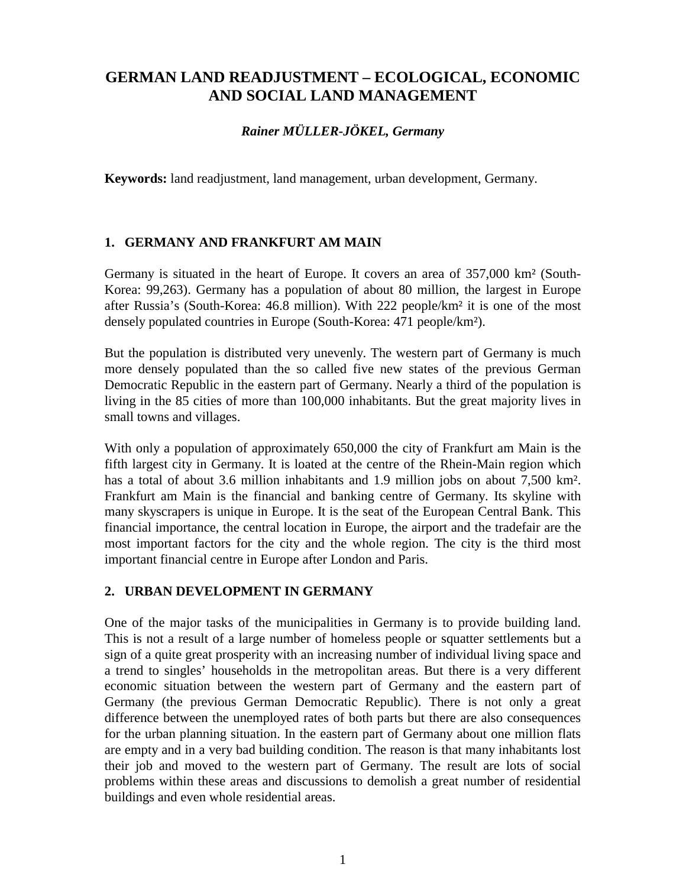# GERMAN LAND READJUSTMENT – ECOLOGICAL, ECONOMIC AND SOCIAL LAND MANAGEMENT

***Rainer MÜLLER-JÖKEL, Germany***

**Keywords:** land readjustment, land management, urban development, Germany.

## 1. GERMANY AND FRANKFURT AM MAIN

Germany is situated in the heart of Europe. It covers an area of 357,000 km² (South-Korea: 99,263). Germany has a population of about 80 million, the largest in Europe after Russia's (South-Korea: 46.8 million). With 222 people/km² it is one of the most densely populated countries in Europe (South-Korea: 471 people/km²).

But the population is distributed very unevenly. The western part of Germany is much more densely populated than the so called five new states of the previous German Democratic Republic in the eastern part of Germany. Nearly a third of the population is living in the 85 cities of more than 100,000 inhabitants. But the great majority lives in small towns and villages.

With only a population of approximately 650,000 the city of Frankfurt am Main is the fifth largest city in Germany. It is loated at the centre of the Rhein-Main region which has a total of about 3.6 million inhabitants and 1.9 million jobs on about 7,500 km². Frankfurt am Main is the financial and banking centre of Germany. Its skyline with many skyscrapers is unique in Europe. It is the seat of the European Central Bank. This financial importance, the central location in Europe, the airport and the tradefair are the most important factors for the city and the whole region. The city is the third most important financial centre in Europe after London and Paris.

## 2. URBAN DEVELOPMENT IN GERMANY

One of the major tasks of the municipalities in Germany is to provide building land. This is not a result of a large number of homeless people or squatter settlements but a sign of a quite great prosperity with an increasing number of individual living space and a trend to singles' households in the metropolitan areas. But there is a very different economic situation between the western part of Germany and the eastern part of Germany (the previous German Democratic Republic). There is not only a great difference between the unemployed rates of both parts but there are also consequences for the urban planning situation. In the eastern part of Germany about one million flats are empty and in a very bad building condition. The reason is that many inhabitants lost their job and moved to the western part of Germany. The result are lots of social problems within these areas and discussions to demolish a great number of residential buildings and even whole residential areas.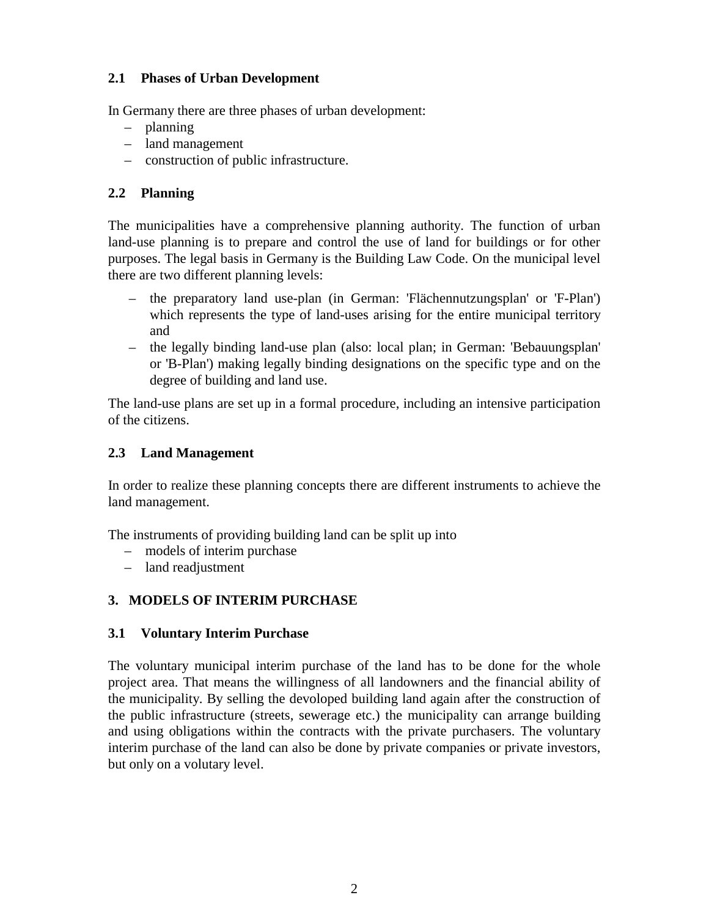### 2.1 Phases of Urban Development

In Germany there are three phases of urban development:

- planning
- land management
- construction of public infrastructure.

### 2.2 Planning

The municipalities have a comprehensive planning authority. The function of urban land-use planning is to prepare and control the use of land for buildings or for other purposes. The legal basis in Germany is the Building Law Code. On the municipal level there are two different planning levels:

- the preparatory land use-plan (in German: 'Flächennutzungsplan' or 'F-Plan') which represents the type of land-uses arising for the entire municipal territory and
- the legally binding land-use plan (also: local plan; in German: 'Bebauungsplan' or 'B-Plan') making legally binding designations on the specific type and on the degree of building and land use.

The land-use plans are set up in a formal procedure, including an intensive participation of the citizens.

### 2.3 Land Management

In order to realize these planning concepts there are different instruments to achieve the land management.

The instruments of providing building land can be split up into

- models of interim purchase
- land readjustment

## 3. MODELS OF INTERIM PURCHASE

### 3.1 Voluntary Interim Purchase

The voluntary municipal interim purchase of the land has to be done for the whole project area. That means the willingness of all landowners and the financial ability of the municipality. By selling the devoloped building land again after the construction of the public infrastructure (streets, sewerage etc.) the municipality can arrange building and using obligations within the contracts with the private purchasers. The voluntary interim purchase of the land can also be done by private companies or private investors, but only on a volutary level.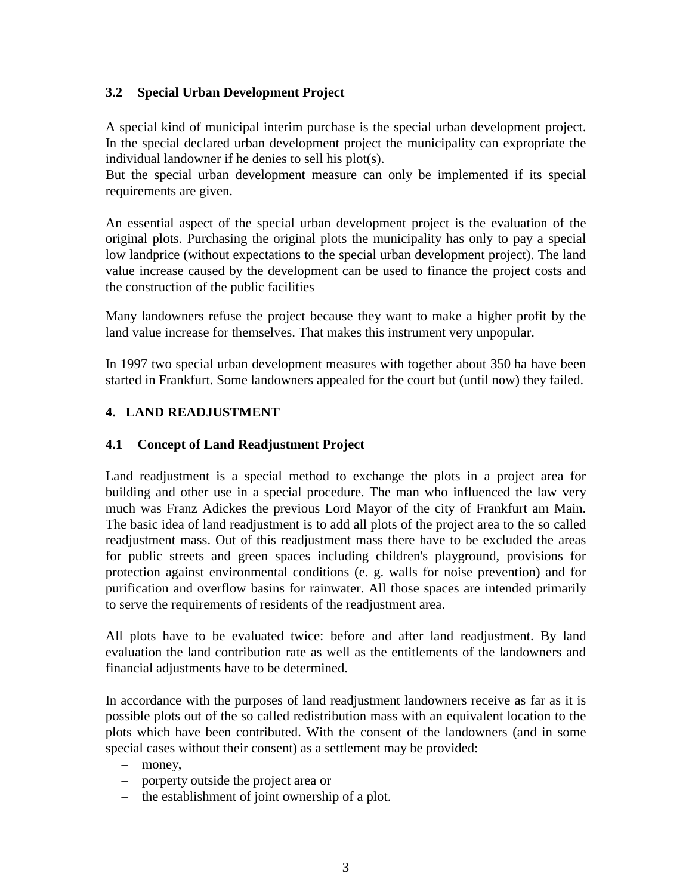### 3.2 Special Urban Development Project

A special kind of municipal interim purchase is the special urban development project. In the special declared urban development project the municipality can expropriate the individual landowner if he denies to sell his plot(s).
But the special urban development measure can only be implemented if its special requirements are given.

An essential aspect of the special urban development project is the evaluation of the original plots. Purchasing the original plots the municipality has only to pay a special low landprice (without expectations to the special urban development project). The land value increase caused by the development can be used to finance the project costs and the construction of the public facilities

Many landowners refuse the project because they want to make a higher profit by the land value increase for themselves. That makes this instrument very unpopular.

In 1997 two special urban development measures with together about 350 ha have been started in Frankfurt. Some landowners appealed for the court but (until now) they failed.

## 4. LAND READJUSTMENT

### 4.1 Concept of Land Readjustment Project

Land readjustment is a special method to exchange the plots in a project area for building and other use in a special procedure. The man who influenced the law very much was Franz Adickes the previous Lord Mayor of the city of Frankfurt am Main. The basic idea of land readjustment is to add all plots of the project area to the so called readjustment mass. Out of this readjustment mass there have to be excluded the areas for public streets and green spaces including children's playground, provisions for protection against environmental conditions (e. g. walls for noise prevention) and for purification and overflow basins for rainwater. All those spaces are intended primarily to serve the requirements of residents of the readjustment area.

All plots have to be evaluated twice: before and after land readjustment. By land evaluation the land contribution rate as well as the entitlements of the landowners and financial adjustments have to be determined.

In accordance with the purposes of land readjustment landowners receive as far as it is possible plots out of the so called redistribution mass with an equivalent location to the plots which have been contributed. With the consent of the landowners (and in some special cases without their consent) as a settlement may be provided:

- money,
- porperty outside the project area or
- the establishment of joint ownership of a plot.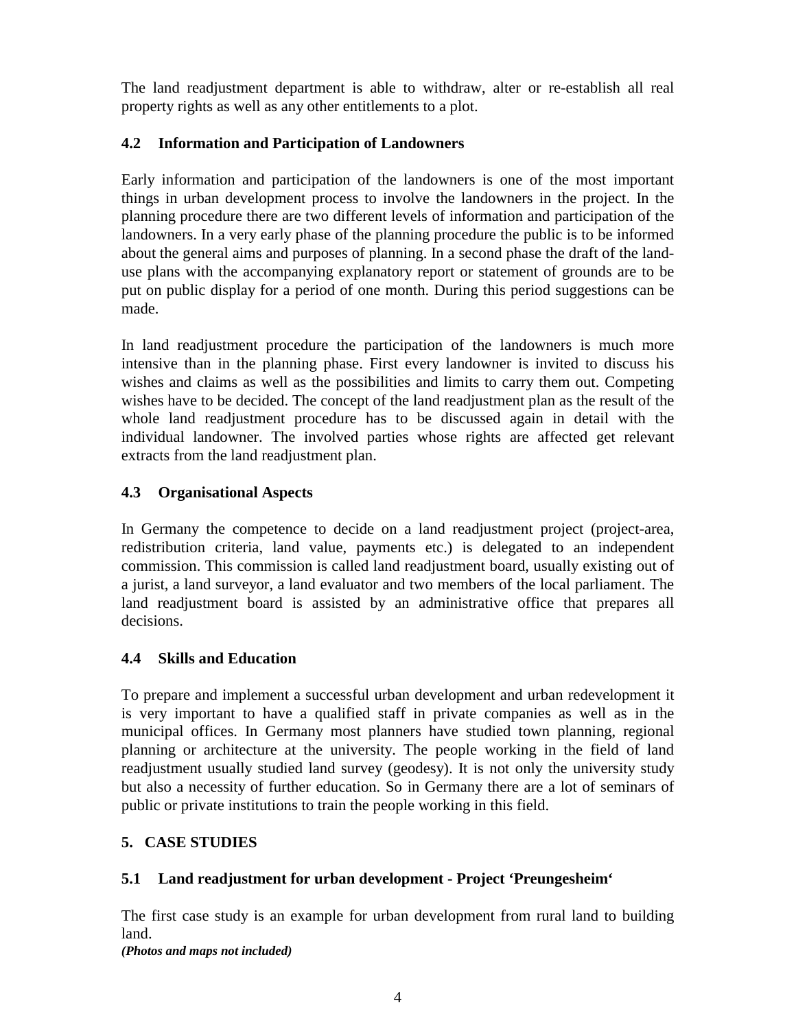The land readjustment department is able to withdraw, alter or re-establish all real property rights as well as any other entitlements to a plot.

### 4.2 Information and Participation of Landowners

Early information and participation of the landowners is one of the most important things in urban development process to involve the landowners in the project. In the planning procedure there are two different levels of information and participation of the landowners. In a very early phase of the planning procedure the public is to be informed about the general aims and purposes of planning. In a second phase the draft of the land-use plans with the accompanying explanatory report or statement of grounds are to be put on public display for a period of one month. During this period suggestions can be made.

In land readjustment procedure the participation of the landowners is much more intensive than in the planning phase. First every landowner is invited to discuss his wishes and claims as well as the possibilities and limits to carry them out. Competing wishes have to be decided. The concept of the land readjustment plan as the result of the whole land readjustment procedure has to be discussed again in detail with the individual landowner. The involved parties whose rights are affected get relevant extracts from the land readjustment plan.

### 4.3 Organisational Aspects

In Germany the competence to decide on a land readjustment project (project-area, redistribution criteria, land value, payments etc.) is delegated to an independent commission. This commission is called land readjustment board, usually existing out of a jurist, a land surveyor, a land evaluator and two members of the local parliament. The land readjustment board is assisted by an administrative office that prepares all decisions.

### 4.4 Skills and Education

To prepare and implement a successful urban development and urban redevelopment it is very important to have a qualified staff in private companies as well as in the municipal offices. In Germany most planners have studied town planning, regional planning or architecture at the university. The people working in the field of land readjustment usually studied land survey (geodesy). It is not only the university study but also a necessity of further education. So in Germany there are a lot of seminars of public or private institutions to train the people working in this field.

## 5. CASE STUDIES

### 5.1 Land readjustment for urban development - Project 'Preungesheim'

The first case study is an example for urban development from rural land to building land.

***(Photos and maps not included)***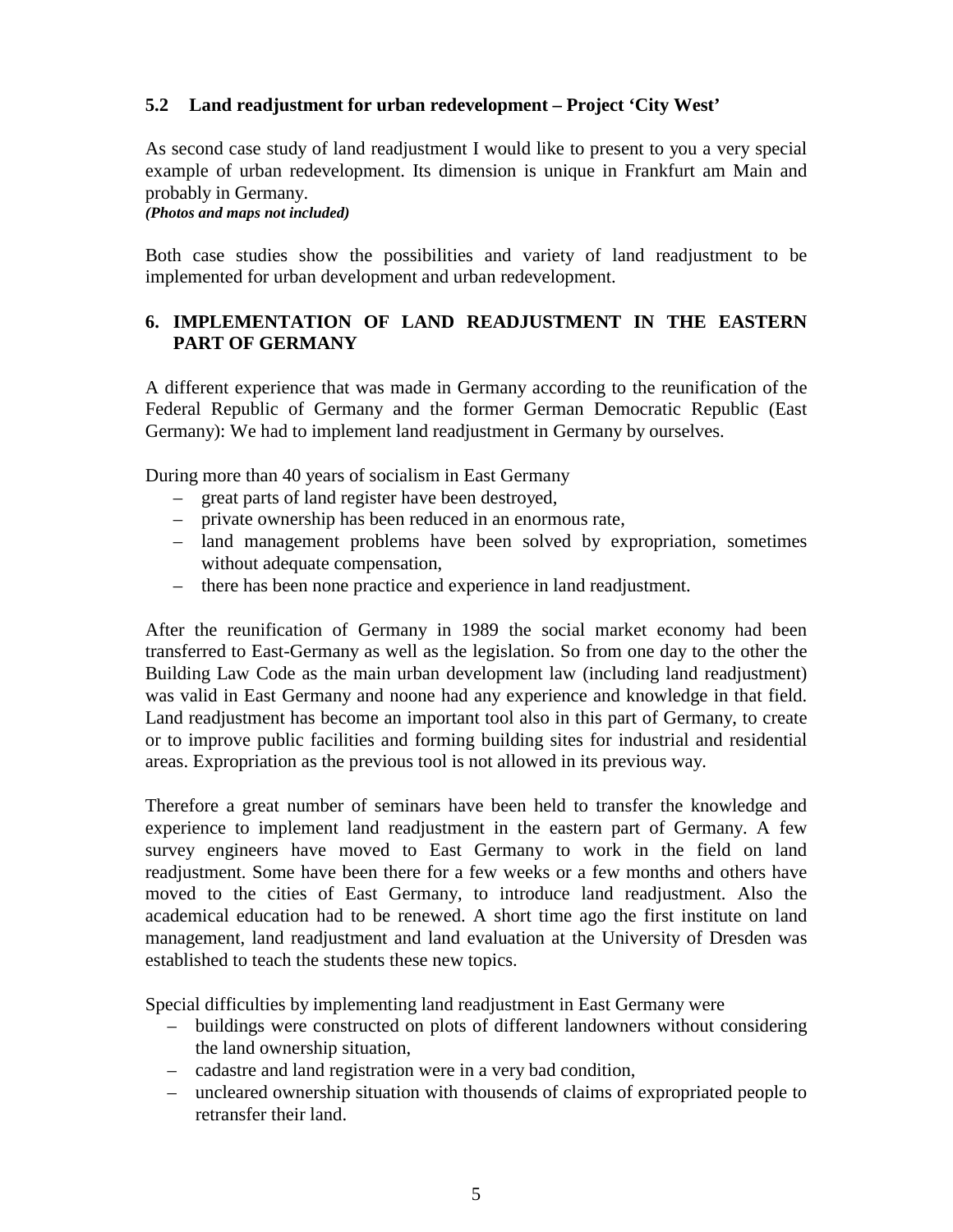### 5.2 Land readjustment for urban redevelopment – Project 'City West'

As second case study of land readjustment I would like to present to you a very special example of urban redevelopment. Its dimension is unique in Frankfurt am Main and probably in Germany.

***(Photos and maps not included)***

Both case studies show the possibilities and variety of land readjustment to be implemented for urban development and urban redevelopment.

## 6. IMPLEMENTATION OF LAND READJUSTMENT IN THE EASTERN PART OF GERMANY

A different experience that was made in Germany according to the reunification of the Federal Republic of Germany and the former German Democratic Republic (East Germany): We had to implement land readjustment in Germany by ourselves.

During more than 40 years of socialism in East Germany

- great parts of land register have been destroyed,
- private ownership has been reduced in an enormous rate,
- land management problems have been solved by expropriation, sometimes without adequate compensation,
- there has been none practice and experience in land readjustment.

After the reunification of Germany in 1989 the social market economy had been transferred to East-Germany as well as the legislation. So from one day to the other the Building Law Code as the main urban development law (including land readjustment) was valid in East Germany and noone had any experience and knowledge in that field. Land readjustment has become an important tool also in this part of Germany, to create or to improve public facilities and forming building sites for industrial and residential areas. Expropriation as the previous tool is not allowed in its previous way.

Therefore a great number of seminars have been held to transfer the knowledge and experience to implement land readjustment in the eastern part of Germany. A few survey engineers have moved to East Germany to work in the field on land readjustment. Some have been there for a few weeks or a few months and others have moved to the cities of East Germany, to introduce land readjustment. Also the academical education had to be renewed. A short time ago the first institute on land management, land readjustment and land evaluation at the University of Dresden was established to teach the students these new topics.

Special difficulties by implementing land readjustment in East Germany were

- buildings were constructed on plots of different landowners without considering the land ownership situation,
- cadastre and land registration were in a very bad condition,
- uncleared ownership situation with thousends of claims of expropriated people to retransfer their land.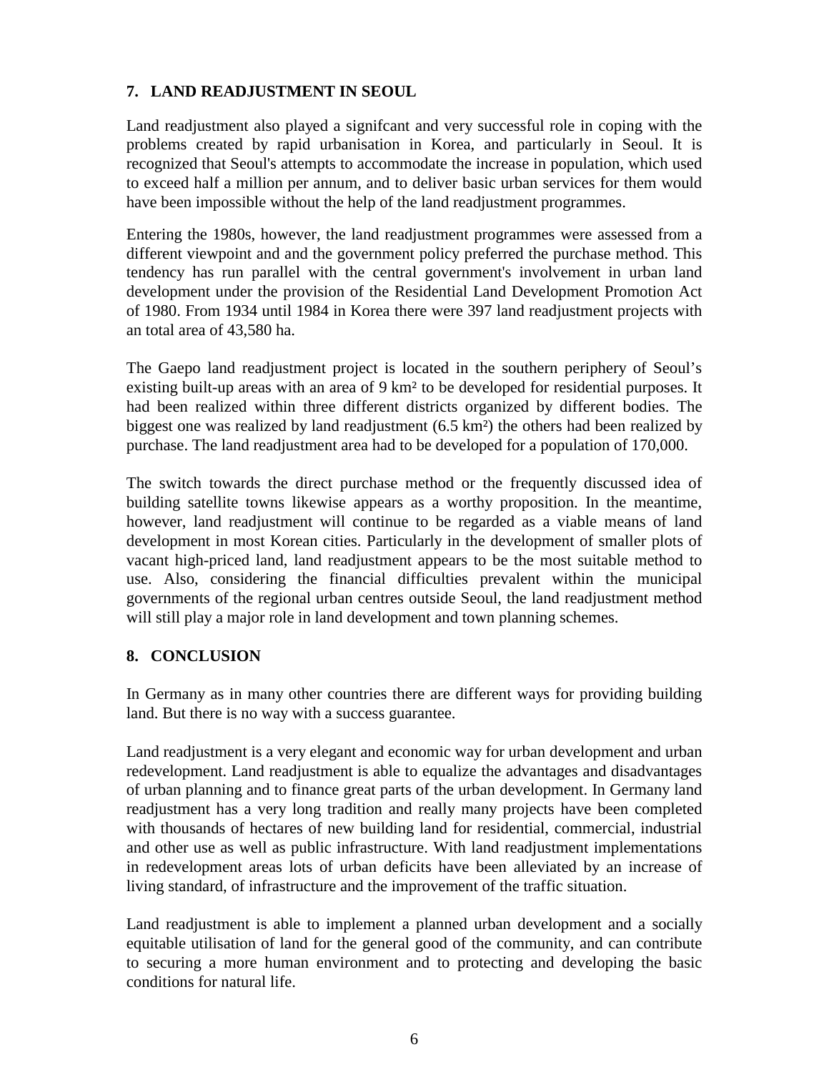## 7. LAND READJUSTMENT IN SEOUL

Land readjustment also played a signifcant and very successful role in coping with the problems created by rapid urbanisation in Korea, and particularly in Seoul. It is recognized that Seoul's attempts to accommodate the increase in population, which used to exceed half a million per annum, and to deliver basic urban services for them would have been impossible without the help of the land readjustment programmes.

Entering the 1980s, however, the land readjustment programmes were assessed from a different viewpoint and and the government policy preferred the purchase method. This tendency has run parallel with the central government's involvement in urban land development under the provision of the Residential Land Development Promotion Act of 1980. From 1934 until 1984 in Korea there were 397 land readjustment projects with an total area of 43,580 ha.

The Gaepo land readjustment project is located in the southern periphery of Seoul's existing built-up areas with an area of 9 km² to be developed for residential purposes. It had been realized within three different districts organized by different bodies. The biggest one was realized by land readjustment (6.5 km²) the others had been realized by purchase. The land readjustment area had to be developed for a population of 170,000.

The switch towards the direct purchase method or the frequently discussed idea of building satellite towns likewise appears as a worthy proposition. In the meantime, however, land readjustment will continue to be regarded as a viable means of land development in most Korean cities. Particularly in the development of smaller plots of vacant high-priced land, land readjustment appears to be the most suitable method to use. Also, considering the financial difficulties prevalent within the municipal governments of the regional urban centres outside Seoul, the land readjustment method will still play a major role in land development and town planning schemes.

## 8. CONCLUSION

In Germany as in many other countries there are different ways for providing building land. But there is no way with a success guarantee.

Land readjustment is a very elegant and economic way for urban development and urban redevelopment. Land readjustment is able to equalize the advantages and disadvantages of urban planning and to finance great parts of the urban development. In Germany land readjustment has a very long tradition and really many projects have been completed with thousands of hectares of new building land for residential, commercial, industrial and other use as well as public infrastructure. With land readjustment implementations in redevelopment areas lots of urban deficits have been alleviated by an increase of living standard, of infrastructure and the improvement of the traffic situation.

Land readjustment is able to implement a planned urban development and a socially equitable utilisation of land for the general good of the community, and can contribute to securing a more human environment and to protecting and developing the basic conditions for natural life.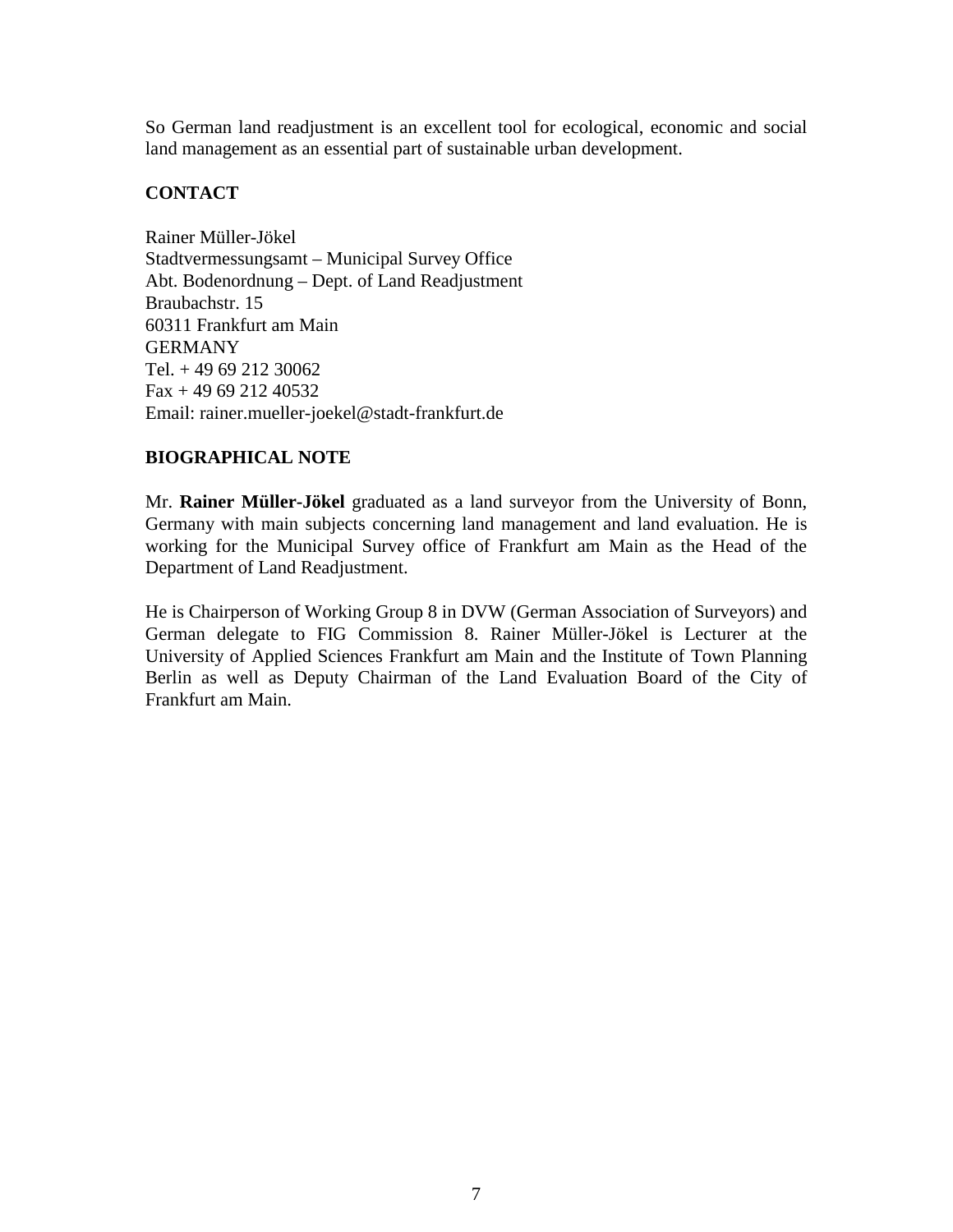So German land readjustment is an excellent tool for ecological, economic and social land management as an essential part of sustainable urban development.

## CONTACT

Rainer Müller-Jökel  
Stadtvermessungsamt – Municipal Survey Office  
Abt. Bodenordnung – Dept. of Land Readjustment  
Braubachstr. 15  
60311 Frankfurt am Main  
GERMANY  
Tel. + 49 69 212 30062  
Fax + 49 69 212 40532  
Email: rainer.mueller-joekel@stadt-frankfurt.de

## BIOGRAPHICAL NOTE

Mr. **Rainer Müller-Jökel** graduated as a land surveyor from the University of Bonn, Germany with main subjects concerning land management and land evaluation. He is working for the Municipal Survey office of Frankfurt am Main as the Head of the Department of Land Readjustment.

He is Chairperson of Working Group 8 in DVW (German Association of Surveyors) and German delegate to FIG Commission 8. Rainer Müller-Jökel is Lecturer at the University of Applied Sciences Frankfurt am Main and the Institute of Town Planning Berlin as well as Deputy Chairman of the Land Evaluation Board of the City of Frankfurt am Main.